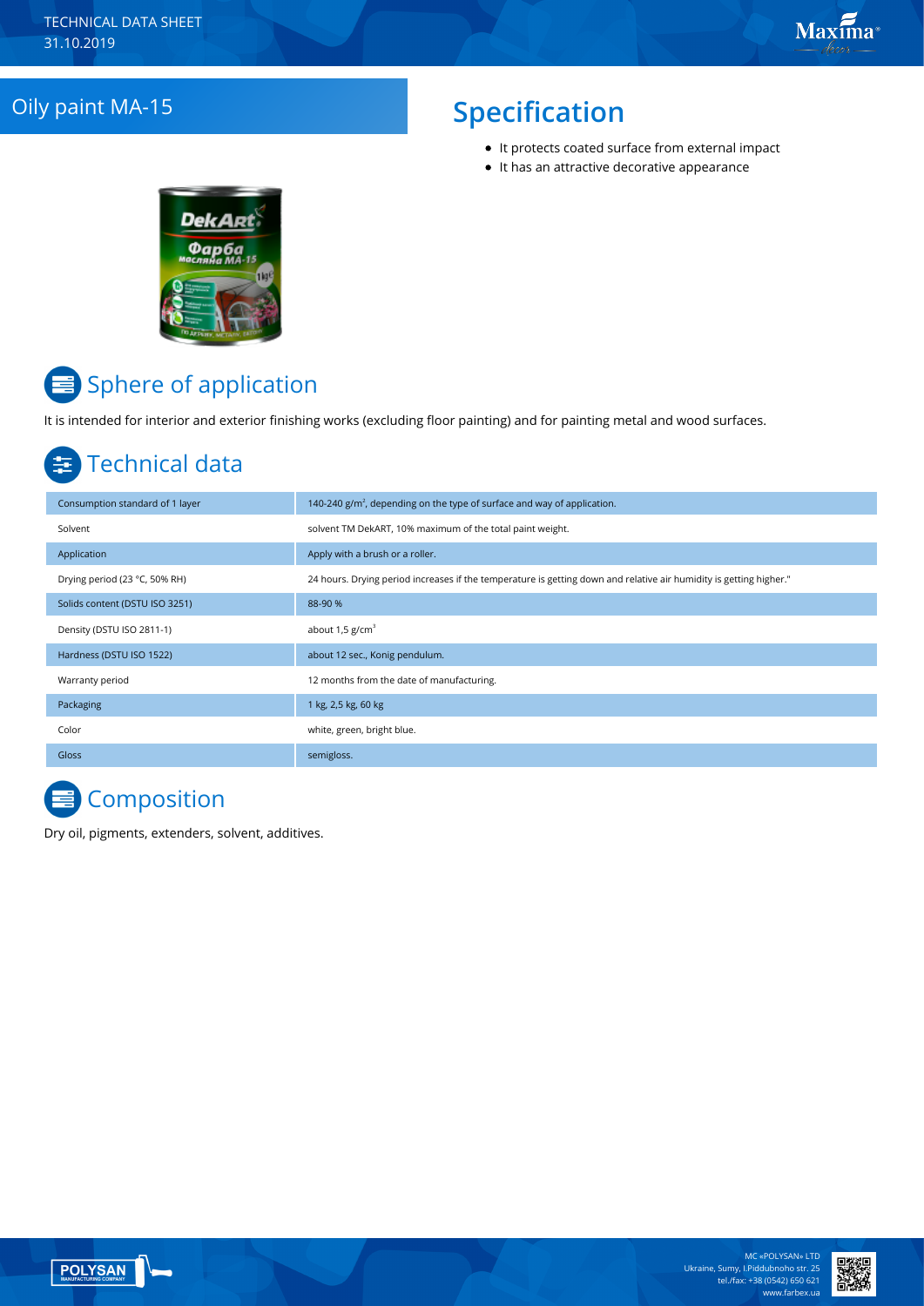TECHNICAL DATA SHEET
31.10.2019

# Oily paint MA-15

## Specification

- It protects coated surface from external impact
- It has an attractive decorative appearance

## Sphere of application

It is intended for interior and exterior finishing works (excluding floor painting) and for painting metal and wood surfaces.

## Technical data

| | |
|---|---|
| Consumption standard of 1 layer | 140-240 g/m², depending on the type of surface and way of application. |
| Solvent | solvent TM DekART, 10% maximum of the total paint weight. |
| Application | Apply with a brush or a roller. |
| Drying period (23 °C, 50% RH) | 24 hours. Drying period increases if the temperature is getting down and relative air humidity is getting higher." |
| Solids content (DSTU ISO 3251) | 88-90 % |
| Density (DSTU ISO 2811-1) | about 1,5 g/cm³ |
| Hardness (DSTU ISO 1522) | about 12 sec., Konig pendulum. |
| Warranty period | 12 months from the date of manufacturing. |
| Packaging | 1 kg, 2,5 kg, 60 kg |
| Color | white, green, bright blue. |
| Gloss | semigloss. |

## Composition

Dry oil, pigments, extenders, solvent, additives.

MC «POLYSAN» LTD
Ukraine, Sumy, I.Piddubnoho str. 25
tel./fax: +38 (0542) 650 621
www.farbex.ua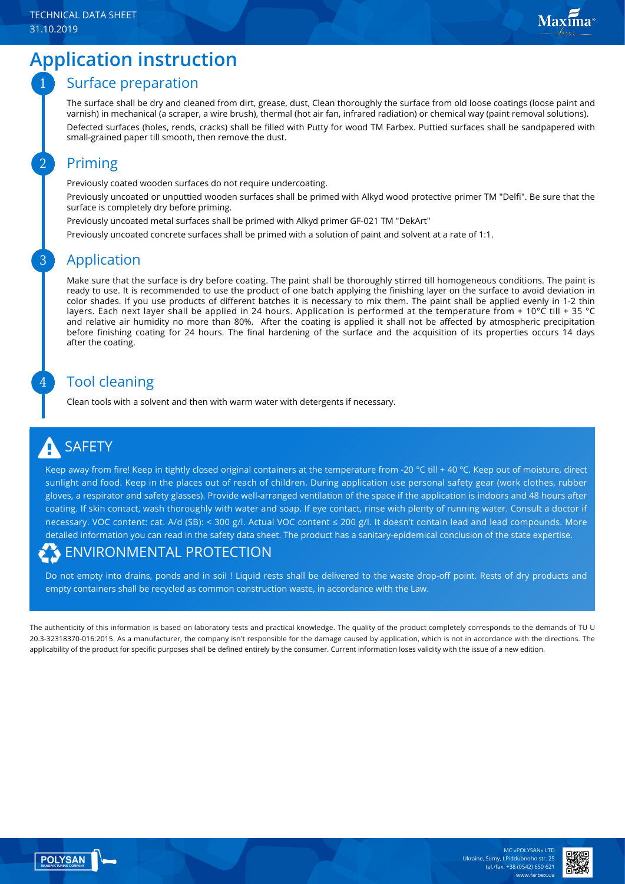# Application instruction

## 1 Surface preparation

The surface shall be dry and cleaned from dirt, grease, dust, Clean thoroughly the surface from old loose coatings (loose paint and varnish) in mechanical (a scraper, a wire brush), thermal (hot air fan, infrared radiation) or chemical way (paint removal solutions).

Defected surfaces (holes, rends, cracks) shall be filled with Putty for wood TM Farbex. Puttied surfaces shall be sandpapered with small-grained paper till smooth, then remove the dust.

## 2 Priming

Previously coated wooden surfaces do not require undercoating.

Previously uncoated or unputtied wooden surfaces shall be primed with Alkyd wood protective primer TM "Delfi". Be sure that the surface is completely dry before priming.

Previously uncoated metal surfaces shall be primed with Alkyd primer GF-021 TM "DekArt"

Previously uncoated concrete surfaces shall be primed with a solution of paint and solvent at a rate of 1:1.

## 3 Application

Make sure that the surface is dry before coating. The paint shall be thoroughly stirred till homogeneous conditions. The paint is ready to use. It is recommended to use the product of one batch applying the finishing layer on the surface to avoid deviation in color shades. If you use products of different batches it is necessary to mix them. The paint shall be applied evenly in 1-2 thin layers. Each next layer shall be applied in 24 hours. Application is performed at the temperature from + 10°C till + 35 °C and relative air humidity no more than 80%. After the coating is applied it shall not be affected by atmospheric precipitation before finishing coating for 24 hours. The final hardening of the surface and the acquisition of its properties occurs 14 days after the coating.

## 4 Tool cleaning

Clean tools with a solvent and then with warm water with detergents if necessary.

## SAFETY

Keep away from fire! Keep in tightly closed original containers at the temperature from -20 °C till + 40 °C. Keep out of moisture, direct sunlight and food. Keep in the places out of reach of children. During application use personal safety gear (work clothes, rubber gloves, a respirator and safety glasses). Provide well-arranged ventilation of the space if the application is indoors and 48 hours after coating. If skin contact, wash thoroughly with water and soap. If eye contact, rinse with plenty of running water. Consult a doctor if necessary. VOC content: cat. A/d (SB): < 300 g/l. Actual VOC content ≤ 200 g/l. It doesn't contain lead and lead compounds. More detailed information you can read in the safety data sheet. The product has a sanitary-epidemical conclusion of the state expertise.

## ENVIRONMENTAL PROTECTION

Do not empty into drains, ponds and in soil ! Liquid rests shall be delivered to the waste drop-off point. Rests of dry products and empty containers shall be recycled as common construction waste, in accordance with the Law.

The authenticity of this information is based on laboratory tests and practical knowledge. The quality of the product completely corresponds to the demands of TU U 20.3-32318370-016:2015. As a manufacturer, the company isn't responsible for the damage caused by application, which is not in accordance with the directions. The applicability of the product for specific purposes shall be defined entirely by the consumer. Current information loses validity with the issue of a new edition.

MC «POLYSAN» LTD
Ukraine, Sumy, I.Piddubnoho str. 25
tel./fax: +38 (0542) 650 621
www.farbex.ua